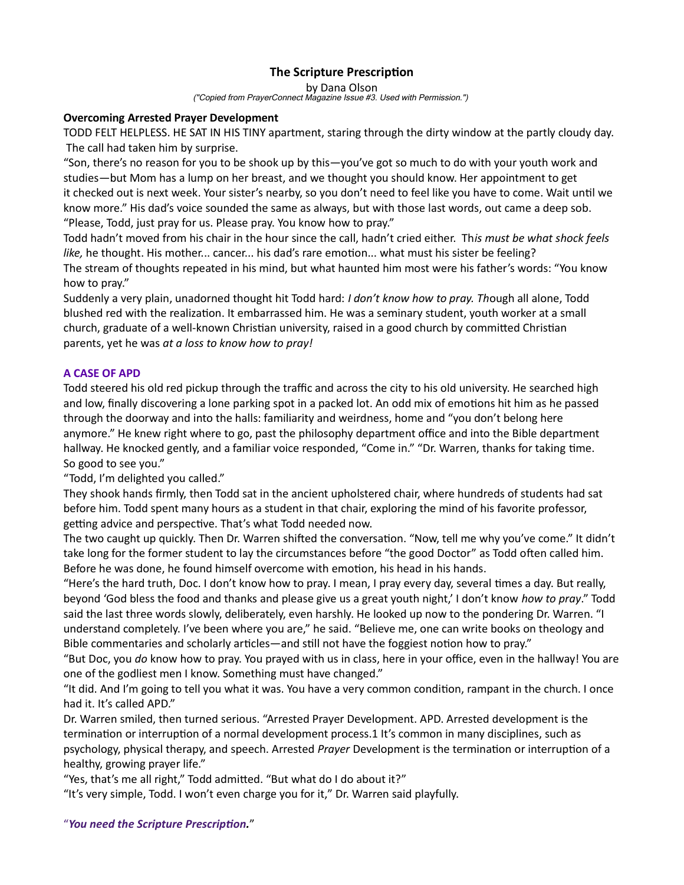# The Scripture Prescription

by Dana Olson

*("Copied from PrayerConnect Magazine Issue #3. Used with Permission.")*

**Overcoming Arrested Prayer Development**

TODD FELT HELPLESS. HE SAT IN HIS TINY apartment, staring through the dirty window at the partly cloudy day. The call had taken him by surprise.

"Son, there's no reason for you to be shook up by this—you've got so much to do with your youth work and studies—but Mom has a lump on her breast, and we thought you should know. Her appointment to get it checked out is next week. Your sister's nearby, so you don't need to feel like you have to come. Wait until we know more." His dad's voice sounded the same as always, but with those last words, out came a deep sob. "Please, Todd, just pray for us. Please pray. You know how to pray."

Todd hadn't moved from his chair in the hour since the call, hadn't cried either. Th*is must be what shock feels like,* he thought. His mother... cancer... his dad's rare emotion... what must his sister be feeling?

The stream of thoughts repeated in his mind, but what haunted him most were his father's words: "You know how to pray."

Suddenly a very plain, unadorned thought hit Todd hard: *I don't know how to pray. Th*ough all alone, Todd blushed red with the realization. It embarrassed him. He was a seminary student, youth worker at a small church, graduate of a well-known Christian university, raised in a good church by committed Christian parents, yet he was *at a loss to know how to pray!*

## A CASE OF APD

Todd steered his old red pickup through the traffic and across the city to his old university. He searched high and low, finally discovering a lone parking spot in a packed lot. An odd mix of emotions hit him as he passed through the doorway and into the halls: familiarity and weirdness, home and "you don't belong here anymore." He knew right where to go, past the philosophy department office and into the Bible department hallway. He knocked gently, and a familiar voice responded, "Come in." "Dr. Warren, thanks for taking time. So good to see you."

"Todd, I'm delighted you called."

They shook hands firmly, then Todd sat in the ancient upholstered chair, where hundreds of students had sat before him. Todd spent many hours as a student in that chair, exploring the mind of his favorite professor, getting advice and perspective. That's what Todd needed now.

The two caught up quickly. Then Dr. Warren shifted the conversation. "Now, tell me why you've come." It didn't take long for the former student to lay the circumstances before "the good Doctor" as Todd often called him. Before he was done, he found himself overcome with emotion, his head in his hands.

"Here's the hard truth, Doc. I don't know how to pray. I mean, I pray every day, several times a day. But really, beyond 'God bless the food and thanks and please give us a great youth night,' I don't know *how to pray*." Todd said the last three words slowly, deliberately, even harshly. He looked up now to the pondering Dr. Warren. "I understand completely. I've been where you are," he said. "Believe me, one can write books on theology and Bible commentaries and scholarly articles—and still not have the foggiest notion how to pray."

"But Doc, you *do* know how to pray. You prayed with us in class, here in your office, even in the hallway! You are one of the godliest men I know. Something must have changed."

"It did. And I'm going to tell you what it was. You have a very common condition, rampant in the church. I once had it. It's called APD."

Dr. Warren smiled, then turned serious. "Arrested Prayer Development. APD. Arrested development is the termination or interruption of a normal development process.[1] It's common in many disciplines, such as psychology, physical therapy, and speech. Arrested *Prayer* Development is the termination or interruption of a healthy, growing prayer life."

"Yes, that's me all right," Todd admitted. "But what do I do about it?"

"It's very simple, Todd. I won't even charge you for it," Dr. Warren said playfully.

"***You need the Scripture Prescription.***"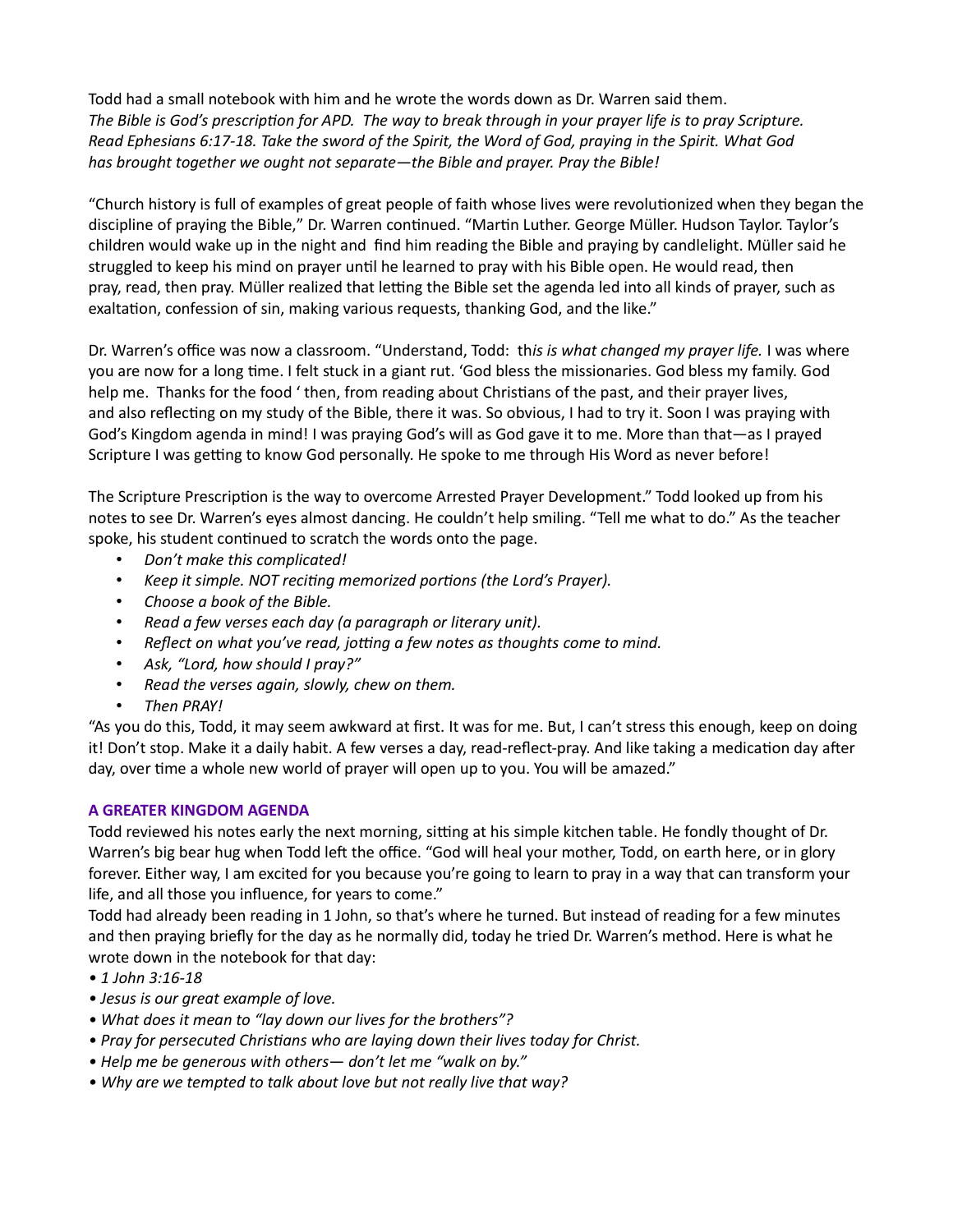Todd had a small notebook with him and he wrote the words down as Dr. Warren said them.
*The Bible is God's prescription for APD. The way to break through in your prayer life is to pray Scripture. Read Ephesians 6:17-18. Take the sword of the Spirit, the Word of God, praying in the Spirit. What God has brought together we ought not separate—the Bible and prayer. Pray the Bible!*

"Church history is full of examples of great people of faith whose lives were revolutionized when they began the discipline of praying the Bible," Dr. Warren continued. "Martin Luther. George Müller. Hudson Taylor. Taylor's children would wake up in the night and find him reading the Bible and praying by candlelight. Müller said he struggled to keep his mind on prayer until he learned to pray with his Bible open. He would read, then pray, read, then pray. Müller realized that letting the Bible set the agenda led into all kinds of prayer, such as exaltation, confession of sin, making various requests, thanking God, and the like."

Dr. Warren's office was now a classroom. "Understand, Todd: th*is is what changed my prayer life.* I was where you are now for a long time. I felt stuck in a giant rut. 'God bless the missionaries. God bless my family. God help me. Thanks for the food ' then, from reading about Christians of the past, and their prayer lives, and also reflecting on my study of the Bible, there it was. So obvious, I had to try it. Soon I was praying with God's Kingdom agenda in mind! I was praying God's will as God gave it to me. More than that—as I prayed Scripture I was getting to know God personally. He spoke to me through His Word as never before!

The Scripture Prescription is the way to overcome Arrested Prayer Development." Todd looked up from his notes to see Dr. Warren's eyes almost dancing. He couldn't help smiling. "Tell me what to do." As the teacher spoke, his student continued to scratch the words onto the page.

- *Don't make this complicated!*
- *Keep it simple. NOT reciting memorized portions (the Lord's Prayer).*
- *Choose a book of the Bible.*
- *Read a few verses each day (a paragraph or literary unit).*
- *Reflect on what you've read, jotting a few notes as thoughts come to mind.*
- *Ask, "Lord, how should I pray?"*
- *Read the verses again, slowly, chew on them.*
- *Then PRAY!*

"As you do this, Todd, it may seem awkward at first. It was for me. But, I can't stress this enough, keep on doing it! Don't stop. Make it a daily habit. A few verses a day, read-reflect-pray. And like taking a medication day after day, over time a whole new world of prayer will open up to you. You will be amazed."

### A GREATER KINGDOM AGENDA

Todd reviewed his notes early the next morning, sitting at his simple kitchen table. He fondly thought of Dr. Warren's big bear hug when Todd left the office. "God will heal your mother, Todd, on earth here, or in glory forever. Either way, I am excited for you because you're going to learn to pray in a way that can transform your life, and all those you influence, for years to come."
Todd had already been reading in 1 John, so that's where he turned. But instead of reading for a few minutes and then praying briefly for the day as he normally did, today he tried Dr. Warren's method. Here is what he wrote down in the notebook for that day:

- *1 John 3:16-18*
- *Jesus is our great example of love.*
- *What does it mean to "lay down our lives for the brothers"?*
- *Pray for persecuted Christians who are laying down their lives today for Christ.*
- *Help me be generous with others— don't let me "walk on by."*
- *Why are we tempted to talk about love but not really live that way?*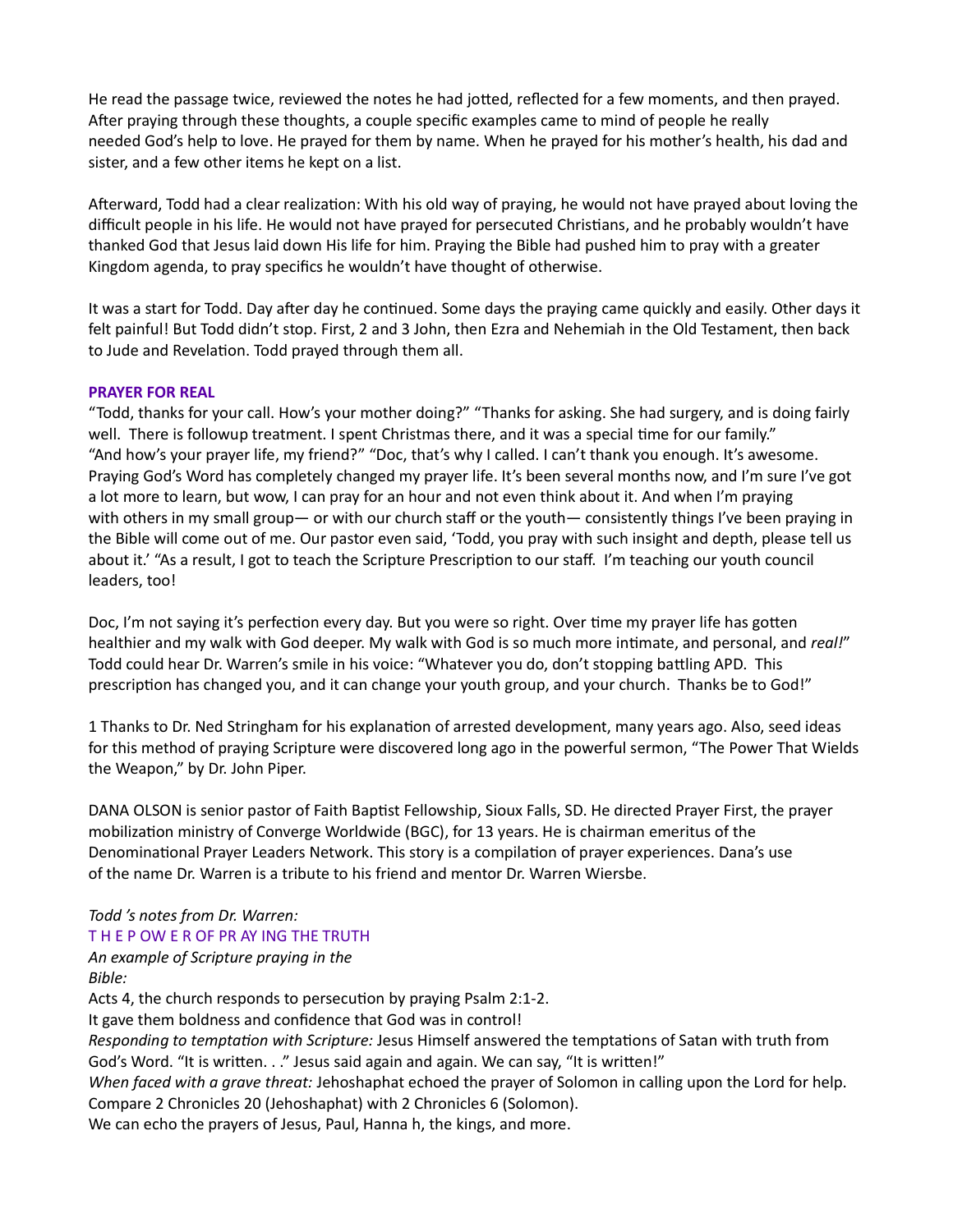He read the passage twice, reviewed the notes he had jotted, reflected for a few moments, and then prayed. After praying through these thoughts, a couple specific examples came to mind of people he really needed God's help to love. He prayed for them by name. When he prayed for his mother's health, his dad and sister, and a few other items he kept on a list.

Afterward, Todd had a clear realization: With his old way of praying, he would not have prayed about loving the difficult people in his life. He would not have prayed for persecuted Christians, and he probably wouldn't have thanked God that Jesus laid down His life for him. Praying the Bible had pushed him to pray with a greater Kingdom agenda, to pray specifics he wouldn't have thought of otherwise.

It was a start for Todd. Day after day he continued. Some days the praying came quickly and easily. Other days it felt painful! But Todd didn't stop. First, 2 and 3 John, then Ezra and Nehemiah in the Old Testament, then back to Jude and Revelation. Todd prayed through them all.

## PRAYER FOR REAL

"Todd, thanks for your call. How's your mother doing?" "Thanks for asking. She had surgery, and is doing fairly well. There is followup treatment. I spent Christmas there, and it was a special time for our family." "And how's your prayer life, my friend?" "Doc, that's why I called. I can't thank you enough. It's awesome. Praying God's Word has completely changed my prayer life. It's been several months now, and I'm sure I've got a lot more to learn, but wow, I can pray for an hour and not even think about it. And when I'm praying with others in my small group— or with our church staff or the youth— consistently things I've been praying in the Bible will come out of me. Our pastor even said, 'Todd, you pray with such insight and depth, please tell us about it.' "As a result, I got to teach the Scripture Prescription to our staff. I'm teaching our youth council leaders, too!

Doc, I'm not saying it's perfection every day. But you were so right. Over time my prayer life has gotten healthier and my walk with God deeper. My walk with God is so much more intimate, and personal, and *real!*" Todd could hear Dr. Warren's smile in his voice: "Whatever you do, don't stopping battling APD. This prescription has changed you, and it can change your youth group, and your church. Thanks be to God!"

1 Thanks to Dr. Ned Stringham for his explanation of arrested development, many years ago. Also, seed ideas for this method of praying Scripture were discovered long ago in the powerful sermon, "The Power That Wields the Weapon," by Dr. John Piper.

DANA OLSON is senior pastor of Faith Baptist Fellowship, Sioux Falls, SD. He directed Prayer First, the prayer mobilization ministry of Converge Worldwide (BGC), for 13 years. He is chairman emeritus of the Denominational Prayer Leaders Network. This story is a compilation of prayer experiences. Dana's use of the name Dr. Warren is a tribute to his friend and mentor Dr. Warren Wiersbe.

*Todd 's notes from Dr. Warren:*

### THE POWER OF PRAYING THE TRUTH

*An example of Scripture praying in the Bible:*

Acts 4, the church responds to persecution by praying Psalm 2:1-2.

It gave them boldness and confidence that God was in control!

*Responding to temptation with Scripture:* Jesus Himself answered the temptations of Satan with truth from God's Word. "It is written. . ." Jesus said again and again. We can say, "It is written!"

*When faced with a grave threat:* Jehoshaphat echoed the prayer of Solomon in calling upon the Lord for help. Compare 2 Chronicles 20 (Jehoshaphat) with 2 Chronicles 6 (Solomon).

We can echo the prayers of Jesus, Paul, Hanna h, the kings, and more.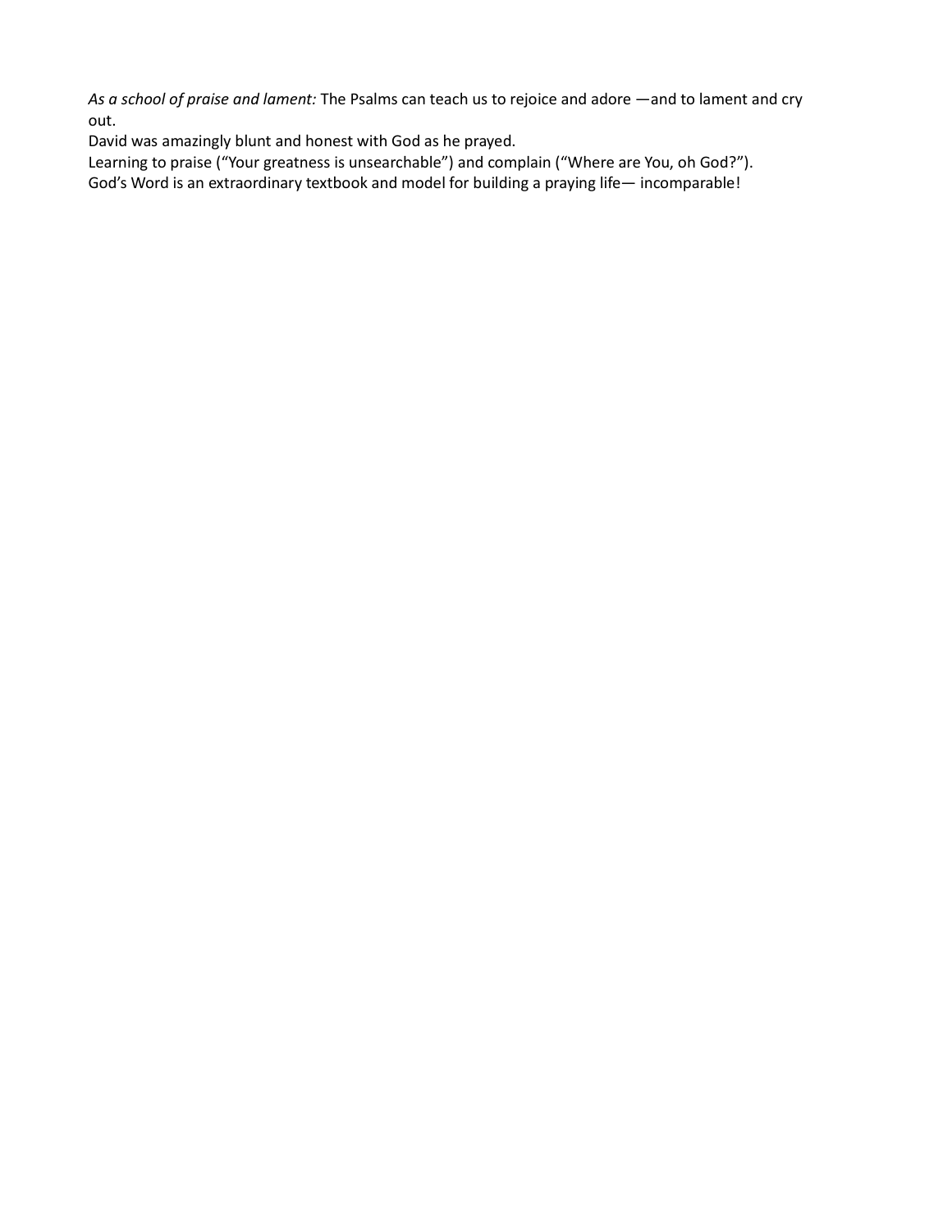*As a school of praise and lament:* The Psalms can teach us to rejoice and adore —and to lament and cry out.

David was amazingly blunt and honest with God as he prayed.

Learning to praise ("Your greatness is unsearchable") and complain ("Where are You, oh God?").

God's Word is an extraordinary textbook and model for building a praying life— incomparable!